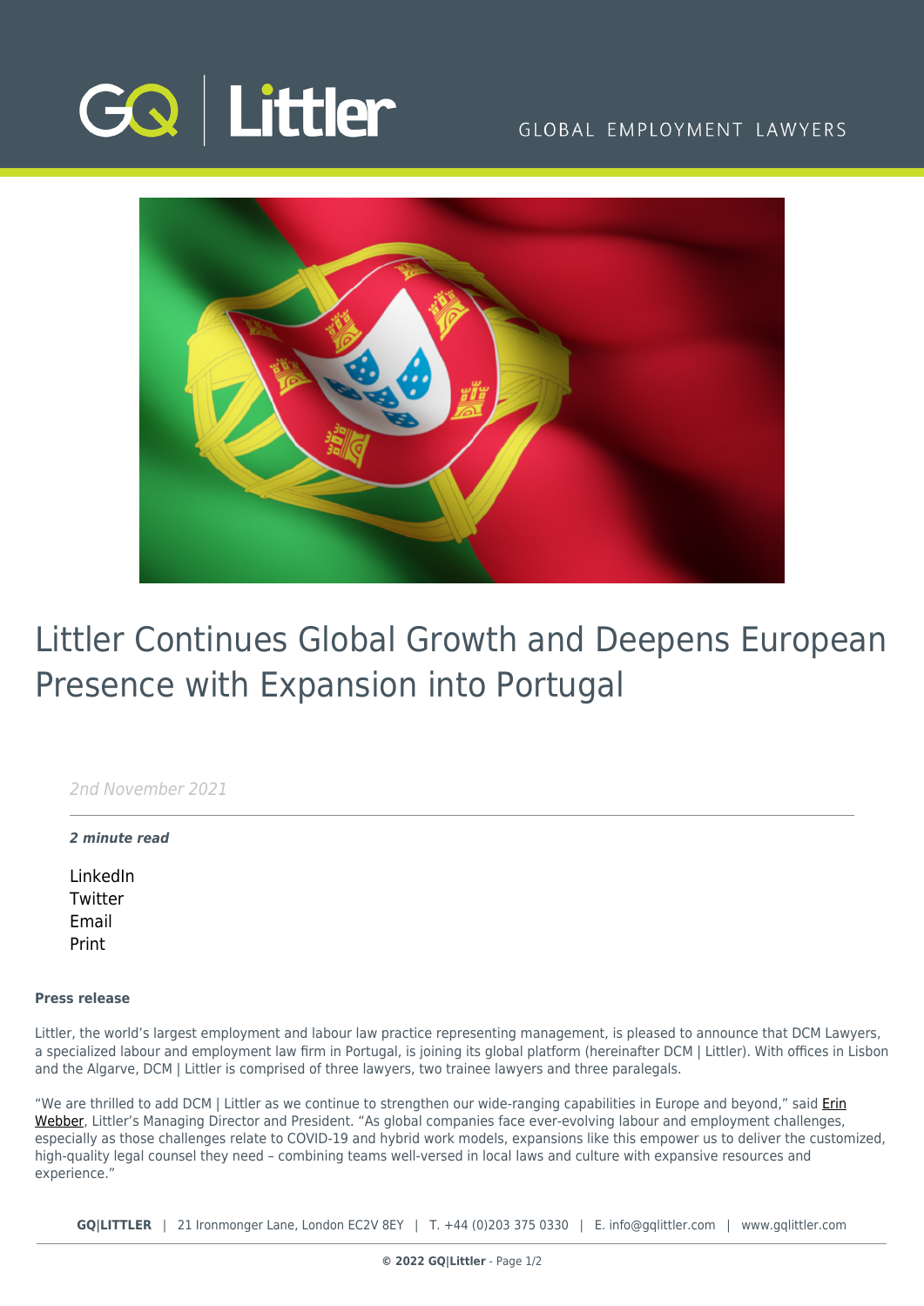# Littler Continues Global Growth and Deepens European Presence with Expansion into Portugal

*2nd November 2021*

***2 minute read***

LinkedIn
Twitter
Email
Print

**Press release**

Littler, the world's largest employment and labour law practice representing management, is pleased to announce that DCM Lawyers, a specialized labour and employment law firm in Portugal, is joining its global platform (hereinafter DCM | Littler). With offices in Lisbon and the Algarve, DCM | Littler is comprised of three lawyers, two trainee lawyers and three paralegals.

"We are thrilled to add DCM | Littler as we continue to strengthen our wide-ranging capabilities in Europe and beyond," said Erin Webber, Littler's Managing Director and President. "As global companies face ever-evolving labour and employment challenges, especially as those challenges relate to COVID-19 and hybrid work models, expansions like this empower us to deliver the customized, high-quality legal counsel they need – combining teams well-versed in local laws and culture with expansive resources and experience."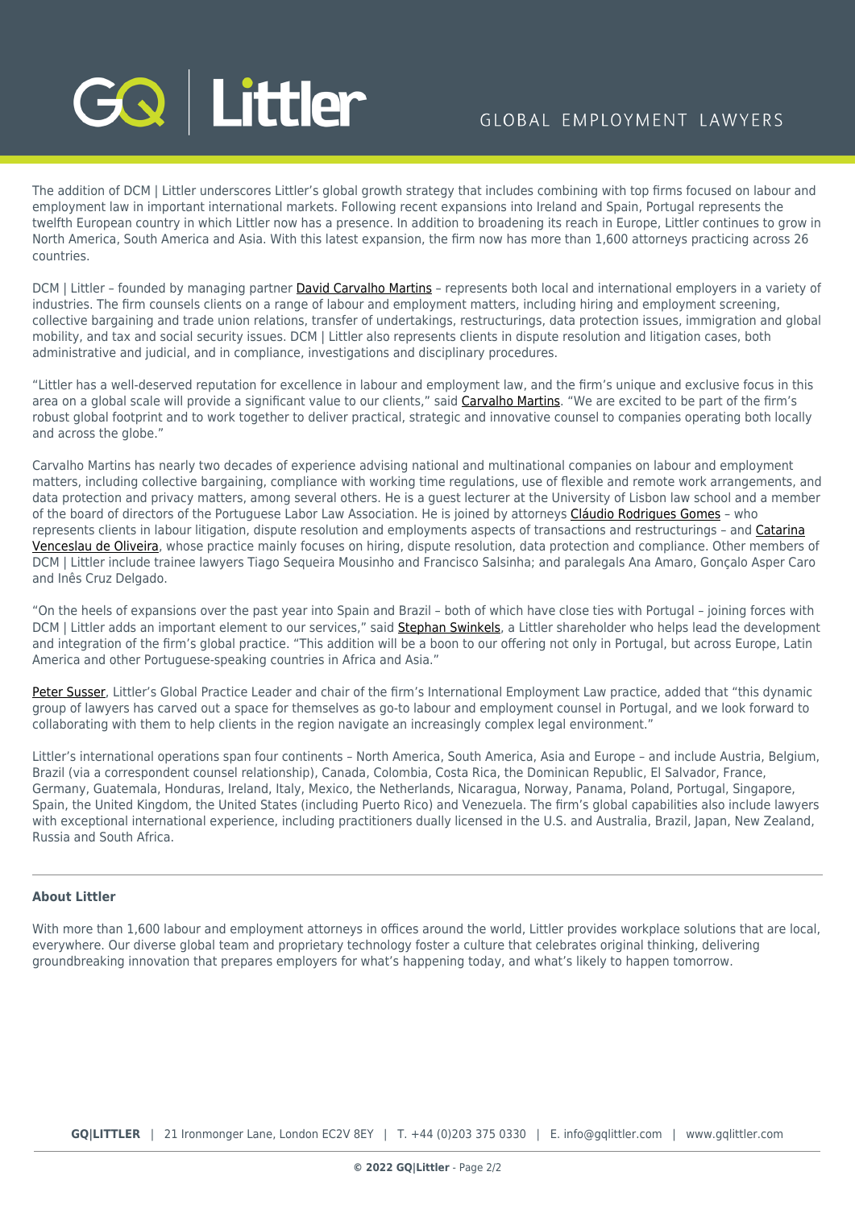The addition of DCM | Littler underscores Littler's global growth strategy that includes combining with top firms focused on labour and employment law in important international markets. Following recent expansions into Ireland and Spain, Portugal represents the twelfth European country in which Littler now has a presence. In addition to broadening its reach in Europe, Littler continues to grow in North America, South America and Asia. With this latest expansion, the firm now has more than 1,600 attorneys practicing across 26 countries.

DCM | Littler – founded by managing partner David Carvalho Martins – represents both local and international employers in a variety of industries. The firm counsels clients on a range of labour and employment matters, including hiring and employment screening, collective bargaining and trade union relations, transfer of undertakings, restructurings, data protection issues, immigration and global mobility, and tax and social security issues. DCM | Littler also represents clients in dispute resolution and litigation cases, both administrative and judicial, and in compliance, investigations and disciplinary procedures.

"Littler has a well-deserved reputation for excellence in labour and employment law, and the firm's unique and exclusive focus in this area on a global scale will provide a significant value to our clients," said Carvalho Martins. "We are excited to be part of the firm's robust global footprint and to work together to deliver practical, strategic and innovative counsel to companies operating both locally and across the globe."

Carvalho Martins has nearly two decades of experience advising national and multinational companies on labour and employment matters, including collective bargaining, compliance with working time regulations, use of flexible and remote work arrangements, and data protection and privacy matters, among several others. He is a guest lecturer at the University of Lisbon law school and a member of the board of directors of the Portuguese Labor Law Association. He is joined by attorneys Cláudio Rodrigues Gomes – who represents clients in labour litigation, dispute resolution and employments aspects of transactions and restructurings – and Catarina Venceslau de Oliveira, whose practice mainly focuses on hiring, dispute resolution, data protection and compliance. Other members of DCM | Littler include trainee lawyers Tiago Sequeira Mousinho and Francisco Salsinha; and paralegals Ana Amaro, Gonçalo Asper Caro and Inês Cruz Delgado.

"On the heels of expansions over the past year into Spain and Brazil – both of which have close ties with Portugal – joining forces with DCM | Littler adds an important element to our services," said Stephan Swinkels, a Littler shareholder who helps lead the development and integration of the firm's global practice. "This addition will be a boon to our offering not only in Portugal, but across Europe, Latin America and other Portuguese-speaking countries in Africa and Asia."

Peter Susser, Littler's Global Practice Leader and chair of the firm's International Employment Law practice, added that "this dynamic group of lawyers has carved out a space for themselves as go-to labour and employment counsel in Portugal, and we look forward to collaborating with them to help clients in the region navigate an increasingly complex legal environment."

Littler's international operations span four continents – North America, South America, Asia and Europe – and include Austria, Belgium, Brazil (via a correspondent counsel relationship), Canada, Colombia, Costa Rica, the Dominican Republic, El Salvador, France, Germany, Guatemala, Honduras, Ireland, Italy, Mexico, the Netherlands, Nicaragua, Norway, Panama, Poland, Portugal, Singapore, Spain, the United Kingdom, the United States (including Puerto Rico) and Venezuela. The firm's global capabilities also include lawyers with exceptional international experience, including practitioners dually licensed in the U.S. and Australia, Brazil, Japan, New Zealand, Russia and South Africa.

---

**About Littler**

With more than 1,600 labour and employment attorneys in offices around the world, Littler provides workplace solutions that are local, everywhere. Our diverse global team and proprietary technology foster a culture that celebrates original thinking, delivering groundbreaking innovation that prepares employers for what's happening today, and what's likely to happen tomorrow.